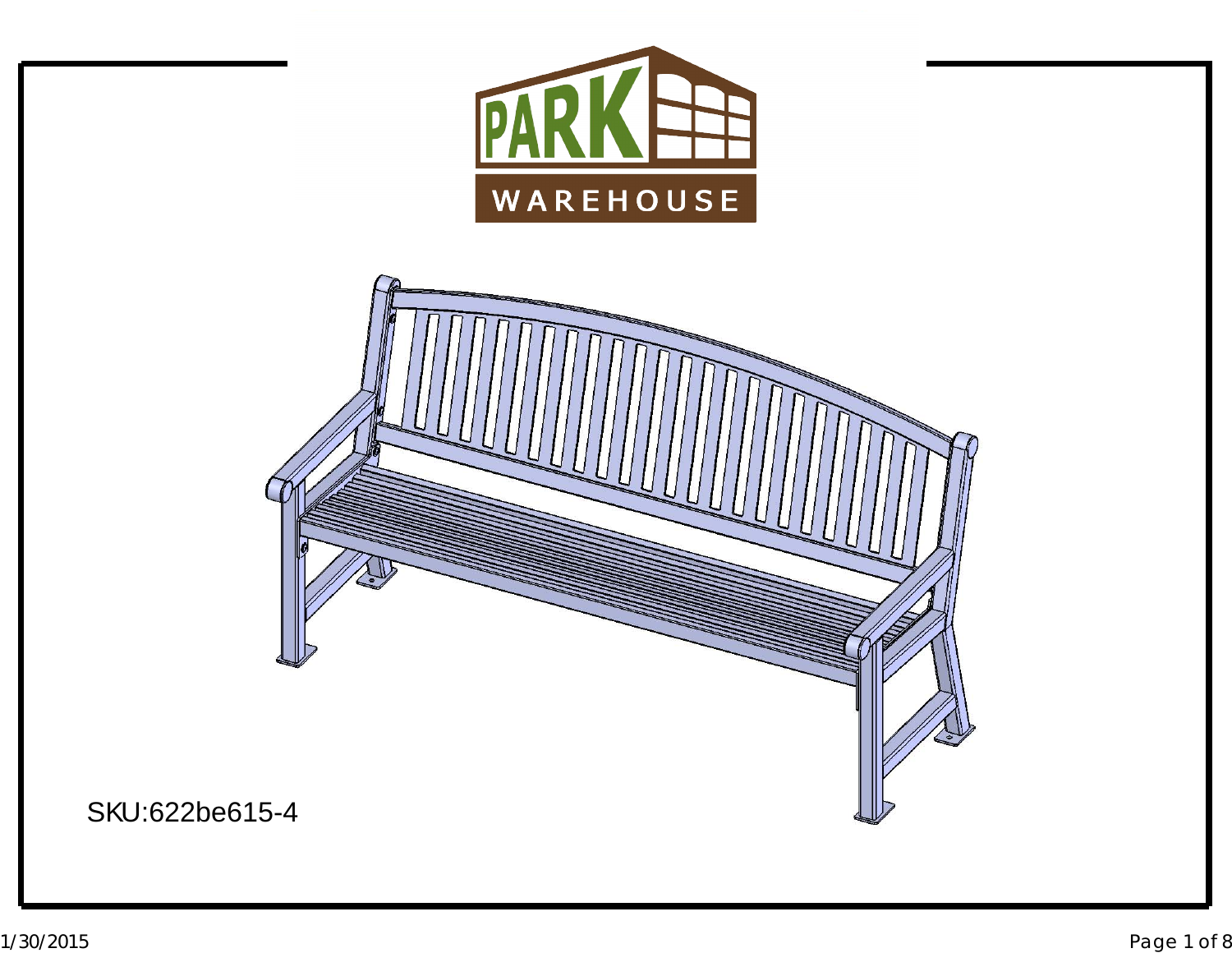PARK WAREHOUSE

SKU:622be615-4

1/30/2015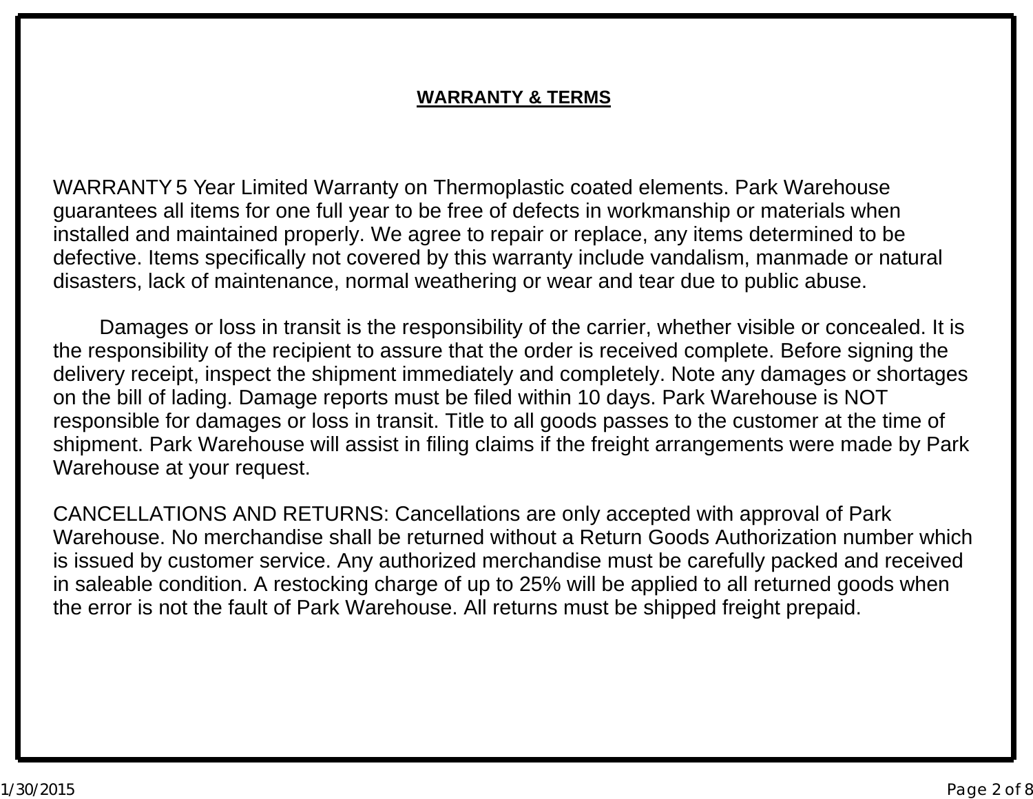## WARRANTY & TERMS

WARRANTY 5 Year Limited Warranty on Thermoplastic coated elements. Park Warehouse guarantees all items for one full year to be free of defects in workmanship or materials when installed and maintained properly. We agree to repair or replace, any items determined to be defective. Items specifically not covered by this warranty include vandalism, manmade or natural disasters, lack of maintenance, normal weathering or wear and tear due to public abuse.

Damages or loss in transit is the responsibility of the carrier, whether visible or concealed. It is the responsibility of the recipient to assure that the order is received complete. Before signing the delivery receipt, inspect the shipment immediately and completely. Note any damages or shortages on the bill of lading. Damage reports must be filed within 10 days. Park Warehouse is NOT responsible for damages or loss in transit. Title to all goods passes to the customer at the time of shipment. Park Warehouse will assist in filing claims if the freight arrangements were made by Park Warehouse at your request.

CANCELLATIONS AND RETURNS: Cancellations are only accepted with approval of Park Warehouse. No merchandise shall be returned without a Return Goods Authorization number which is issued by customer service. Any authorized merchandise must be carefully packed and received in saleable condition. A restocking charge of up to 25% will be applied to all returned goods when the error is not the fault of Park Warehouse. All returns must be shipped freight prepaid.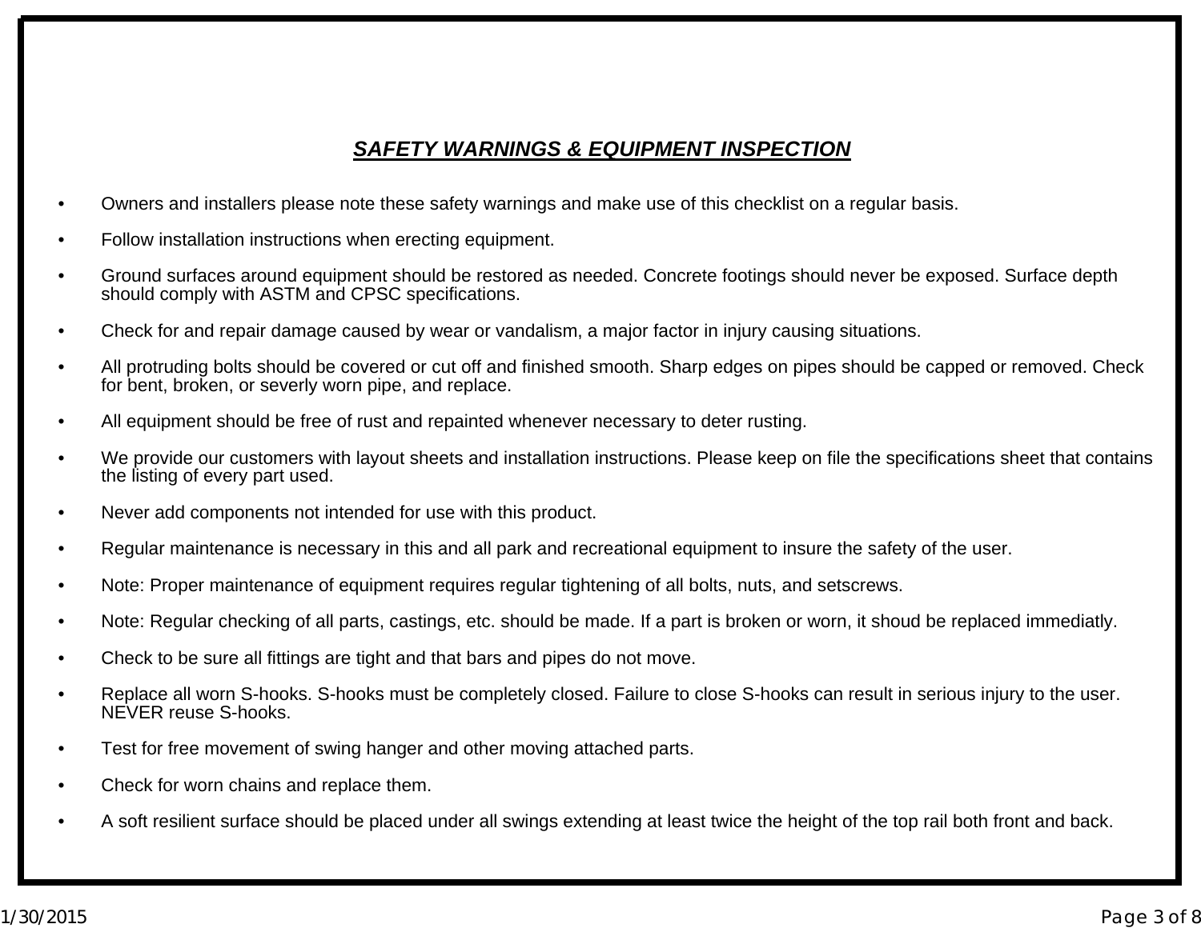## *SAFETY WARNINGS & EQUIPMENT INSPECTION*

- Owners and installers please note these safety warnings and make use of this checklist on a regular basis.
- Follow installation instructions when erecting equipment.
- Ground surfaces around equipment should be restored as needed. Concrete footings should never be exposed. Surface depth should comply with ASTM and CPSC specifications.
- Check for and repair damage caused by wear or vandalism, a major factor in injury causing situations.
- All protruding bolts should be covered or cut off and finished smooth. Sharp edges on pipes should be capped or removed. Check for bent, broken, or severly worn pipe, and replace.
- All equipment should be free of rust and repainted whenever necessary to deter rusting.
- We provide our customers with layout sheets and installation instructions. Please keep on file the specifications sheet that contains the listing of every part used.
- Never add components not intended for use with this product.
- Regular maintenance is necessary in this and all park and recreational equipment to insure the safety of the user.
- Note: Proper maintenance of equipment requires regular tightening of all bolts, nuts, and setscrews.
- Note: Regular checking of all parts, castings, etc. should be made. If a part is broken or worn, it shoud be replaced immediatly.
- Check to be sure all fittings are tight and that bars and pipes do not move.
- Replace all worn S-hooks. S-hooks must be completely closed. Failure to close S-hooks can result in serious injury to the user. NEVER reuse S-hooks.
- Test for free movement of swing hanger and other moving attached parts.
- Check for worn chains and replace them.
- A soft resilient surface should be placed under all swings extending at least twice the height of the top rail both front and back.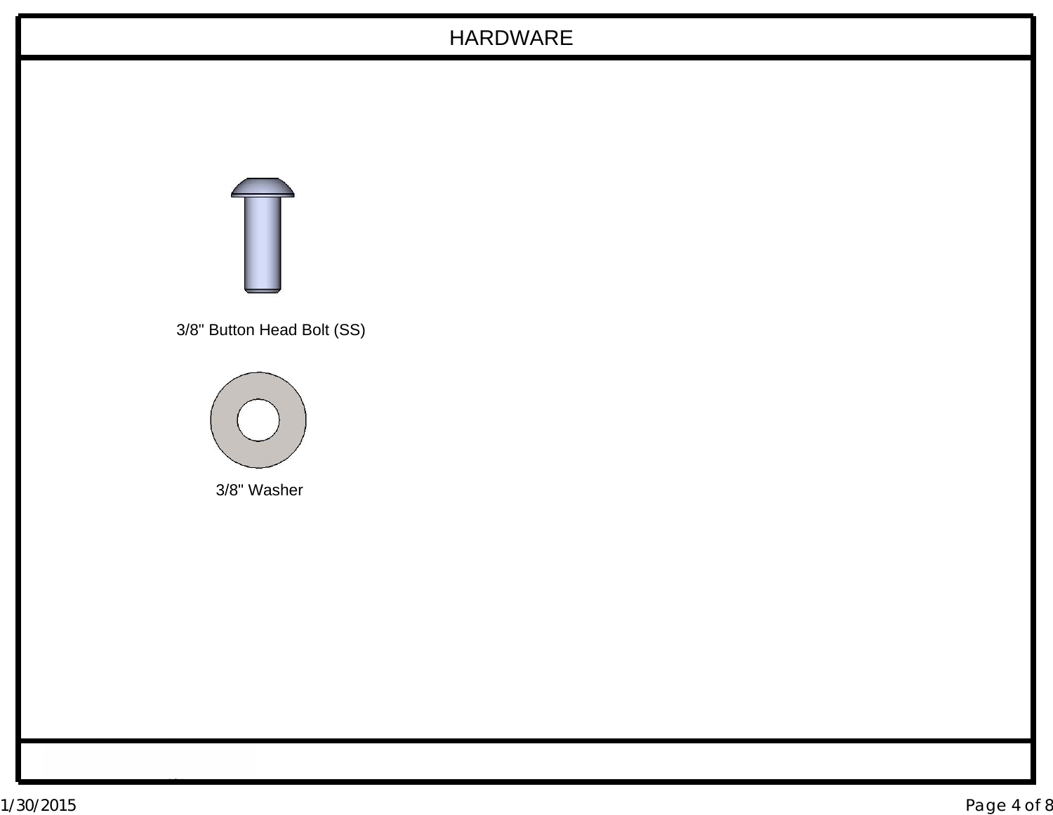# HARDWARE

3/8" Button Head Bolt (SS)

3/8" Washer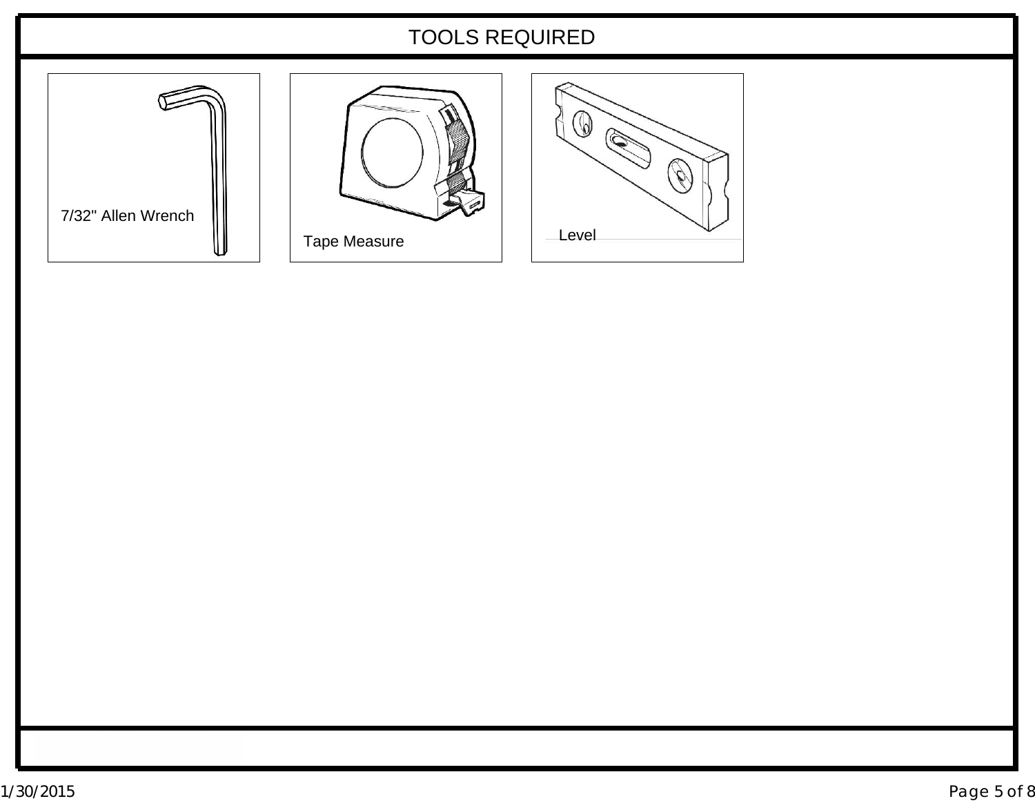# TOOLS REQUIRED

7/32" Allen Wrench

Tape Measure

Level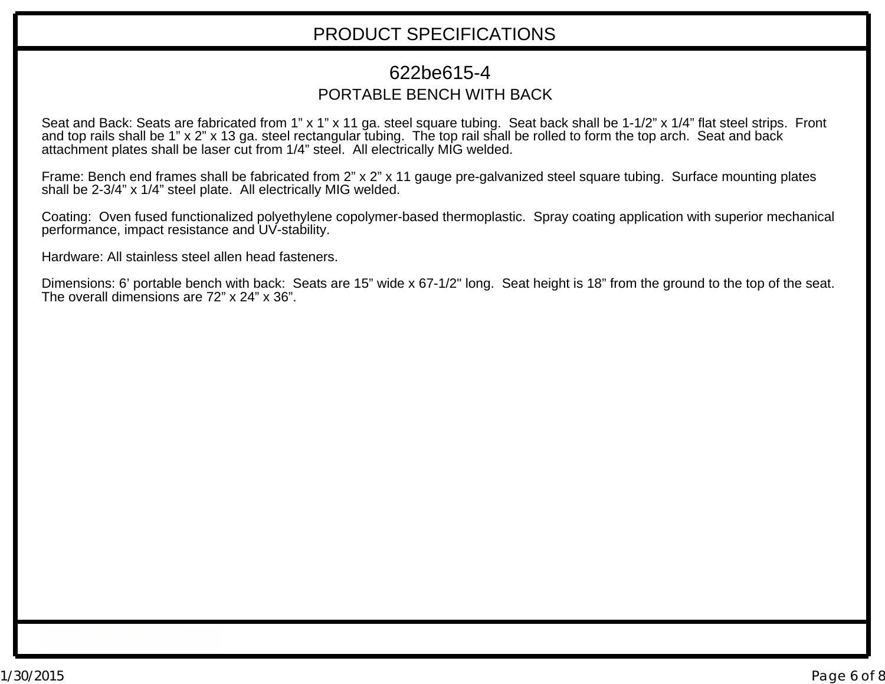# PRODUCT SPECIFICATIONS

## 622be615-4

### PORTABLE BENCH WITH BACK

Seat and Back: Seats are fabricated from 1” x 1” x 11 ga. steel square tubing. Seat back shall be 1-1/2” x 1/4” flat steel strips. Front and top rails shall be 1” x 2” x 13 ga. steel rectangular tubing. The top rail shall be rolled to form the top arch. Seat and back attachment plates shall be laser cut from 1/4” steel. All electrically MIG welded.

Frame: Bench end frames shall be fabricated from 2” x 2” x 11 gauge pre-galvanized steel square tubing. Surface mounting plates shall be 2-3/4” x 1/4” steel plate. All electrically MIG welded.

Coating: Oven fused functionalized polyethylene copolymer-based thermoplastic. Spray coating application with superior mechanical performance, impact resistance and UV-stability.

Hardware: All stainless steel allen head fasteners.

Dimensions: 6’ portable bench with back: Seats are 15” wide x 67-1/2" long. Seat height is 18” from the ground to the top of the seat. The overall dimensions are 72” x 24” x 36”.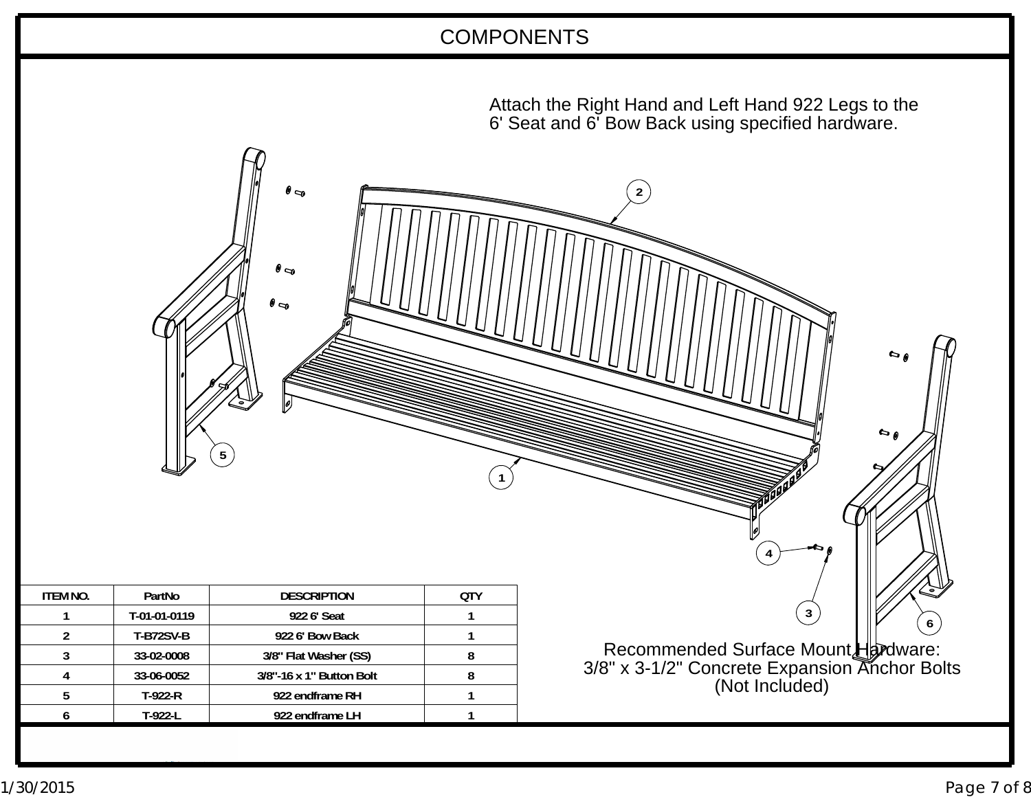# COMPONENTS

Attach the Right Hand and Left Hand 922 Legs to the 6' Seat and 6' Bow Back using specified hardware.

| ITEM NO. | PartNo | DESCRIPTION | QTY |
| --- | --- | --- | --- |
| 1 | T-01-01-0119 | 922 6' Seat | 1 |
| 2 | T-B72SV-B | 922 6' Bow Back | 1 |
| 3 | 33-02-0008 | 3/8" Flat Washer (SS) | 8 |
| 4 | 33-06-0052 | 3/8"-16 x 1" Button Bolt | 8 |
| 5 | T-922-R | 922 endframe RH | 1 |
| 6 | T-922-L | 922 endframe LH | 1 |

Recommended Surface Mount Hardware:
3/8" x 3-1/2" Concrete Expansion Anchor Bolts
(Not Included)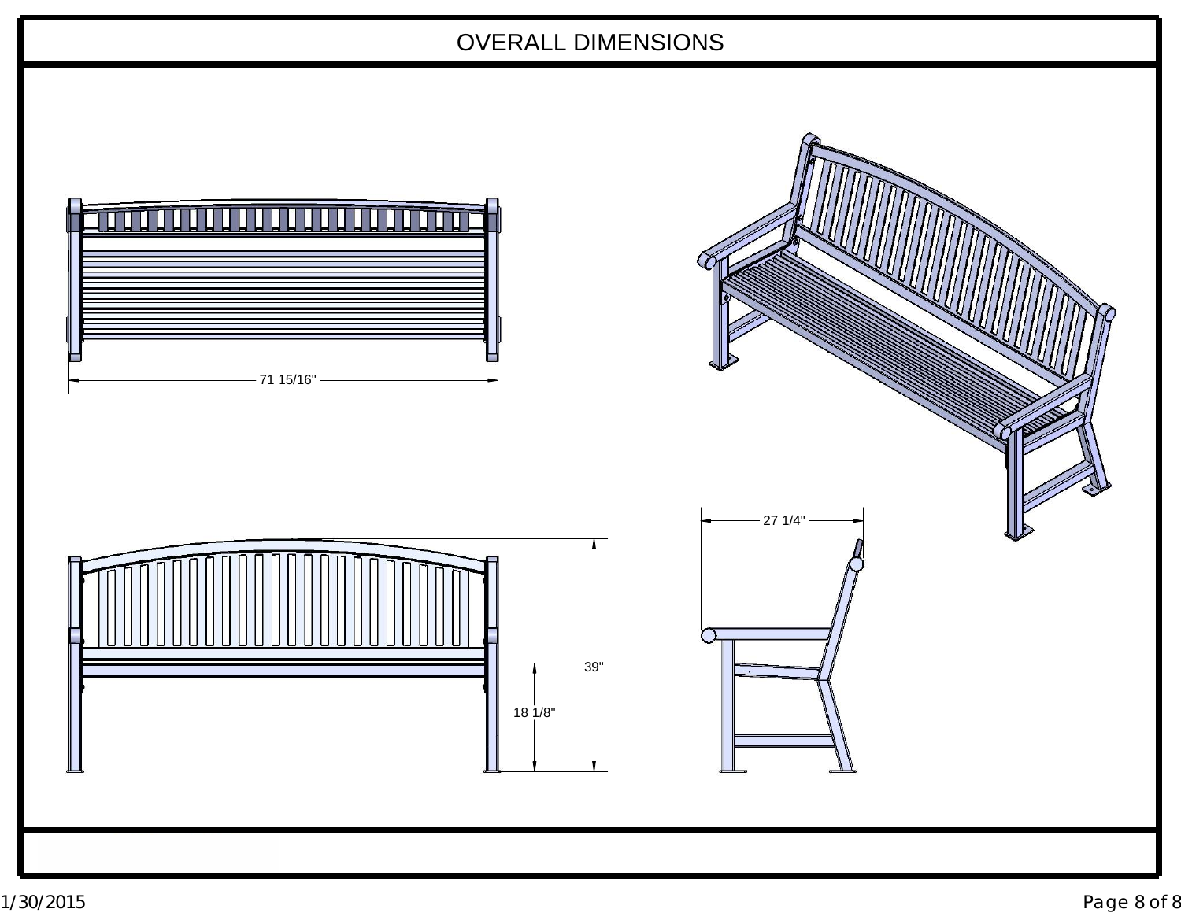# OVERALL DIMENSIONS

71 15/16"

39"

18 1/8"

27 1/4"